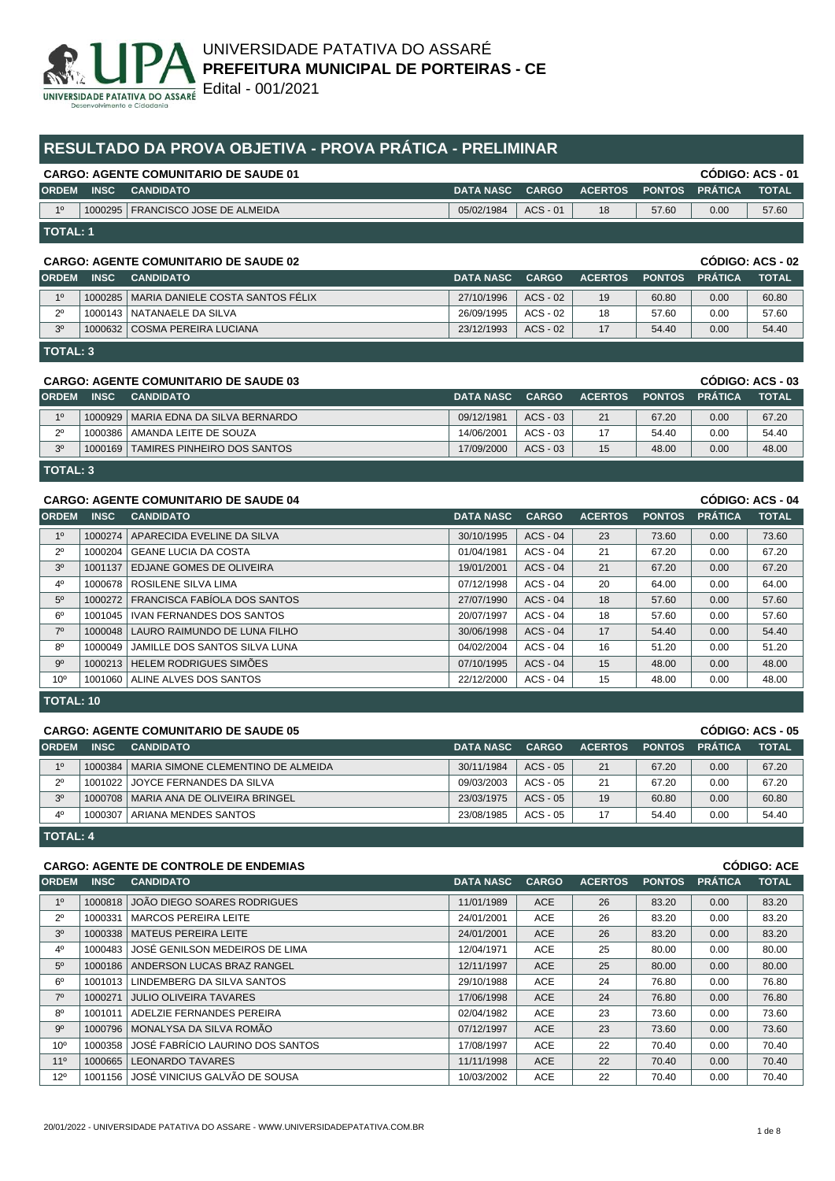UNIVERSIDADE PATATIVA DO ASSARÉ
**PREFEITURA MUNICIPAL DE PORTEIRAS - CE**
Edital - 001/2021

# RESULTADO DA PROVA OBJETIVA - PROVA PRÁTICA - PRELIMINAR

## CARGO: AGENTE COMUNITARIO DE SAUDE 01 — CÓDIGO: ACS - 01

| ORDEM | INSC | CANDIDATO | DATA NASC | CARGO | ACERTOS | PONTOS | PRÁTICA | TOTAL |
|---|---|---|---|---|---|---|---|---|
| 1º | 1000295 | FRANCISCO JOSE DE ALMEIDA | 05/02/1984 | ACS - 01 | 18 | 57.60 | 0.00 | 57.60 |

**TOTAL: 1**

## CARGO: AGENTE COMUNITARIO DE SAUDE 02 — CÓDIGO: ACS - 02

| ORDEM | INSC | CANDIDATO | DATA NASC | CARGO | ACERTOS | PONTOS | PRÁTICA | TOTAL |
|---|---|---|---|---|---|---|---|---|
| 1º | 1000285 | MARIA DANIELE COSTA SANTOS FÉLIX | 27/10/1996 | ACS - 02 | 19 | 60.80 | 0.00 | 60.80 |
| 2º | 1000143 | NATANAELE DA SILVA | 26/09/1995 | ACS - 02 | 18 | 57.60 | 0.00 | 57.60 |
| 3º | 1000632 | COSMA PEREIRA LUCIANA | 23/12/1993 | ACS - 02 | 17 | 54.40 | 0.00 | 54.40 |

**TOTAL: 3**

## CARGO: AGENTE COMUNITARIO DE SAUDE 03 — CÓDIGO: ACS - 03

| ORDEM | INSC | CANDIDATO | DATA NASC | CARGO | ACERTOS | PONTOS | PRÁTICA | TOTAL |
|---|---|---|---|---|---|---|---|---|
| 1º | 1000929 | MARIA EDNA DA SILVA BERNARDO | 09/12/1981 | ACS - 03 | 21 | 67.20 | 0.00 | 67.20 |
| 2º | 1000386 | AMANDA LEITE DE SOUZA | 14/06/2001 | ACS - 03 | 17 | 54.40 | 0.00 | 54.40 |
| 3º | 1000169 | TAMIRES PINHEIRO DOS SANTOS | 17/09/2000 | ACS - 03 | 15 | 48.00 | 0.00 | 48.00 |

**TOTAL: 3**

## CARGO: AGENTE COMUNITARIO DE SAUDE 04 — CÓDIGO: ACS - 04

| ORDEM | INSC | CANDIDATO | DATA NASC | CARGO | ACERTOS | PONTOS | PRÁTICA | TOTAL |
|---|---|---|---|---|---|---|---|---|
| 1º | 1000274 | APARECIDA EVELINE DA SILVA | 30/10/1995 | ACS - 04 | 23 | 73.60 | 0.00 | 73.60 |
| 2º | 1000204 | GEANE LUCIA DA COSTA | 01/04/1981 | ACS - 04 | 21 | 67.20 | 0.00 | 67.20 |
| 3º | 1001137 | EDJANE GOMES DE OLIVEIRA | 19/01/2001 | ACS - 04 | 21 | 67.20 | 0.00 | 67.20 |
| 4º | 1000678 | ROSILENE SILVA LIMA | 07/12/1998 | ACS - 04 | 20 | 64.00 | 0.00 | 64.00 |
| 5º | 1000272 | FRANCISCA FABÍOLA DOS SANTOS | 27/07/1990 | ACS - 04 | 18 | 57.60 | 0.00 | 57.60 |
| 6º | 1001045 | IVAN FERNANDES DOS SANTOS | 20/07/1997 | ACS - 04 | 18 | 57.60 | 0.00 | 57.60 |
| 7º | 1000048 | LAURO RAIMUNDO DE LUNA FILHO | 30/06/1998 | ACS - 04 | 17 | 54.40 | 0.00 | 54.40 |
| 8º | 1000049 | JAMILLE DOS SANTOS SILVA LUNA | 04/02/2004 | ACS - 04 | 16 | 51.20 | 0.00 | 51.20 |
| 9º | 1000213 | HELEM RODRIGUES SIMÕES | 07/10/1995 | ACS - 04 | 15 | 48.00 | 0.00 | 48.00 |
| 10º | 1001060 | ALINE ALVES DOS SANTOS | 22/12/2000 | ACS - 04 | 15 | 48.00 | 0.00 | 48.00 |

**TOTAL: 10**

## CARGO: AGENTE COMUNITARIO DE SAUDE 05 — CÓDIGO: ACS - 05

| ORDEM | INSC | CANDIDATO | DATA NASC | CARGO | ACERTOS | PONTOS | PRÁTICA | TOTAL |
|---|---|---|---|---|---|---|---|---|
| 1º | 1000384 | MARIA SIMONE CLEMENTINO DE ALMEIDA | 30/11/1984 | ACS - 05 | 21 | 67.20 | 0.00 | 67.20 |
| 2º | 1001022 | JOYCE FERNANDES DA SILVA | 09/03/2003 | ACS - 05 | 21 | 67.20 | 0.00 | 67.20 |
| 3º | 1000708 | MARIA ANA DE OLIVEIRA BRINGEL | 23/03/1975 | ACS - 05 | 19 | 60.80 | 0.00 | 60.80 |
| 4º | 1000307 | ARIANA MENDES SANTOS | 23/08/1985 | ACS - 05 | 17 | 54.40 | 0.00 | 54.40 |

**TOTAL: 4**

## CARGO: AGENTE DE CONTROLE DE ENDEMIAS — CÓDIGO: ACE

| ORDEM | INSC | CANDIDATO | DATA NASC | CARGO | ACERTOS | PONTOS | PRÁTICA | TOTAL |
|---|---|---|---|---|---|---|---|---|
| 1º | 1000818 | JOÃO DIEGO SOARES RODRIGUES | 11/01/1989 | ACE | 26 | 83.20 | 0.00 | 83.20 |
| 2º | 1000331 | MARCOS PEREIRA LEITE | 24/01/2001 | ACE | 26 | 83.20 | 0.00 | 83.20 |
| 3º | 1000338 | MATEUS PEREIRA LEITE | 24/01/2001 | ACE | 26 | 83.20 | 0.00 | 83.20 |
| 4º | 1000483 | JOSÉ GENILSON MEDEIROS DE LIMA | 12/04/1971 | ACE | 25 | 80.00 | 0.00 | 80.00 |
| 5º | 1000186 | ANDERSON LUCAS BRAZ RANGEL | 12/11/1997 | ACE | 25 | 80.00 | 0.00 | 80.00 |
| 6º | 1001013 | LINDEMBERG DA SILVA SANTOS | 29/10/1988 | ACE | 24 | 76.80 | 0.00 | 76.80 |
| 7º | 1000271 | JULIO OLIVEIRA TAVARES | 17/06/1998 | ACE | 24 | 76.80 | 0.00 | 76.80 |
| 8º | 1001011 | ADELZIE FERNANDES PEREIRA | 02/04/1982 | ACE | 23 | 73.60 | 0.00 | 73.60 |
| 9º | 1000796 | MONALYSA DA SILVA ROMÃO | 07/12/1997 | ACE | 23 | 73.60 | 0.00 | 73.60 |
| 10º | 1000358 | JOSÉ FABRÍCIO LAURINO DOS SANTOS | 17/08/1997 | ACE | 22 | 70.40 | 0.00 | 70.40 |
| 11º | 1000665 | LEONARDO TAVARES | 11/11/1998 | ACE | 22 | 70.40 | 0.00 | 70.40 |
| 12º | 1001156 | JOSÉ VINICIUS GALVÃO DE SOUSA | 10/03/2002 | ACE | 22 | 70.40 | 0.00 | 70.40 |

20/01/2022 - UNIVERSIDADE PATATIVA DO ASSARE - WWW.UNIVERSIDADEPATATIVA.COM.BR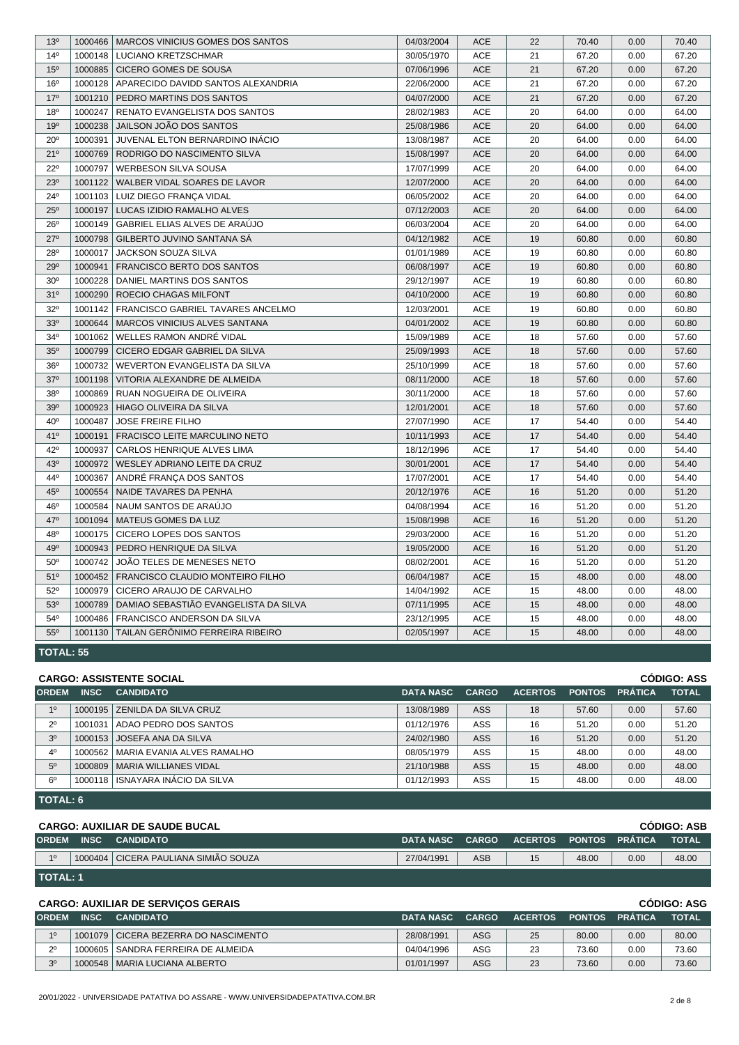| ORDEM | INSC | CANDIDATO | DATA NASC | CARGO | ACERTOS | PONTOS | PRÁTICA | TOTAL |
|---|---|---|---|---|---|---|---|---|
| 13º | 1000466 | MARCOS VINICIUS GOMES DOS SANTOS | 04/03/2004 | ACE | 22 | 70.40 | 0.00 | 70.40 |
| 14º | 1000148 | LUCIANO KRETZSCHMAR | 30/05/1970 | ACE | 21 | 67.20 | 0.00 | 67.20 |
| 15º | 1000885 | CICERO GOMES DE SOUSA | 07/06/1996 | ACE | 21 | 67.20 | 0.00 | 67.20 |
| 16º | 1000128 | APARECIDO DAVIDD SANTOS ALEXANDRIA | 22/06/2000 | ACE | 21 | 67.20 | 0.00 | 67.20 |
| 17º | 1001210 | PEDRO MARTINS DOS SANTOS | 04/07/2000 | ACE | 21 | 67.20 | 0.00 | 67.20 |
| 18º | 1000247 | RENATO EVANGELISTA DOS SANTOS | 28/02/1983 | ACE | 20 | 64.00 | 0.00 | 64.00 |
| 19º | 1000238 | JAILSON JOÃO DOS SANTOS | 25/08/1986 | ACE | 20 | 64.00 | 0.00 | 64.00 |
| 20º | 1000391 | JUVENAL ELTON BERNARDINO INÁCIO | 13/08/1987 | ACE | 20 | 64.00 | 0.00 | 64.00 |
| 21º | 1000769 | RODRIGO DO NASCIMENTO SILVA | 15/08/1997 | ACE | 20 | 64.00 | 0.00 | 64.00 |
| 22º | 1000797 | WERBESON SILVA SOUSA | 17/07/1999 | ACE | 20 | 64.00 | 0.00 | 64.00 |
| 23º | 1001122 | WALBER VIDAL SOARES DE LAVOR | 12/07/2000 | ACE | 20 | 64.00 | 0.00 | 64.00 |
| 24º | 1001103 | LUIZ DIEGO FRANÇA VIDAL | 06/05/2002 | ACE | 20 | 64.00 | 0.00 | 64.00 |
| 25º | 1000197 | LUCAS IZIDIO RAMALHO ALVES | 07/12/2003 | ACE | 20 | 64.00 | 0.00 | 64.00 |
| 26º | 1000149 | GABRIEL ELIAS ALVES DE ARAÚJO | 06/03/2004 | ACE | 20 | 64.00 | 0.00 | 64.00 |
| 27º | 1000798 | GILBERTO JUVINO SANTANA SÁ | 04/12/1982 | ACE | 19 | 60.80 | 0.00 | 60.80 |
| 28º | 1000017 | JACKSON SOUZA SILVA | 01/01/1989 | ACE | 19 | 60.80 | 0.00 | 60.80 |
| 29º | 1000941 | FRANCISCO BERTO DOS SANTOS | 06/08/1997 | ACE | 19 | 60.80 | 0.00 | 60.80 |
| 30º | 1000228 | DANIEL MARTINS DOS SANTOS | 29/12/1997 | ACE | 19 | 60.80 | 0.00 | 60.80 |
| 31º | 1000290 | ROECIO CHAGAS MILFONT | 04/10/2000 | ACE | 19 | 60.80 | 0.00 | 60.80 |
| 32º | 1001142 | FRANCISCO GABRIEL TAVARES ANCELMO | 12/03/2001 | ACE | 19 | 60.80 | 0.00 | 60.80 |
| 33º | 1000644 | MARCOS VINICIUS ALVES SANTANA | 04/01/2002 | ACE | 19 | 60.80 | 0.00 | 60.80 |
| 34º | 1001062 | WELLES RAMON ANDRÉ VIDAL | 15/09/1989 | ACE | 18 | 57.60 | 0.00 | 57.60 |
| 35º | 1000799 | CICERO EDGAR GABRIEL DA SILVA | 25/09/1993 | ACE | 18 | 57.60 | 0.00 | 57.60 |
| 36º | 1000732 | WEVERTON EVANGELISTA DA SILVA | 25/10/1999 | ACE | 18 | 57.60 | 0.00 | 57.60 |
| 37º | 1001198 | VITORIA ALEXANDRE DE ALMEIDA | 08/11/2000 | ACE | 18 | 57.60 | 0.00 | 57.60 |
| 38º | 1000869 | RUAN NOGUEIRA DE OLIVEIRA | 30/11/2000 | ACE | 18 | 57.60 | 0.00 | 57.60 |
| 39º | 1000923 | HIAGO OLIVEIRA DA SILVA | 12/01/2001 | ACE | 18 | 57.60 | 0.00 | 57.60 |
| 40º | 1000487 | JOSE FREIRE FILHO | 27/07/1990 | ACE | 17 | 54.40 | 0.00 | 54.40 |
| 41º | 1000191 | FRACISCO LEITE MARCULINO NETO | 10/11/1993 | ACE | 17 | 54.40 | 0.00 | 54.40 |
| 42º | 1000937 | CARLOS HENRIQUE ALVES LIMA | 18/12/1996 | ACE | 17 | 54.40 | 0.00 | 54.40 |
| 43º | 1000972 | WESLEY ADRIANO LEITE DA CRUZ | 30/01/2001 | ACE | 17 | 54.40 | 0.00 | 54.40 |
| 44º | 1000367 | ANDRÉ FRANÇA DOS SANTOS | 17/07/2001 | ACE | 17 | 54.40 | 0.00 | 54.40 |
| 45º | 1000554 | NAIDE TAVARES DA PENHA | 20/12/1976 | ACE | 16 | 51.20 | 0.00 | 51.20 |
| 46º | 1000584 | NAUM SANTOS DE ARAÚJO | 04/08/1994 | ACE | 16 | 51.20 | 0.00 | 51.20 |
| 47º | 1001094 | MATEUS GOMES DA LUZ | 15/08/1998 | ACE | 16 | 51.20 | 0.00 | 51.20 |
| 48º | 1000175 | CICERO LOPES DOS SANTOS | 29/03/2000 | ACE | 16 | 51.20 | 0.00 | 51.20 |
| 49º | 1000943 | PEDRO HENRIQUE DA SILVA | 19/05/2000 | ACE | 16 | 51.20 | 0.00 | 51.20 |
| 50º | 1000742 | JOÃO TELES DE MENESES NETO | 08/02/2001 | ACE | 16 | 51.20 | 0.00 | 51.20 |
| 51º | 1000452 | FRANCISCO CLAUDIO MONTEIRO FILHO | 06/04/1987 | ACE | 15 | 48.00 | 0.00 | 48.00 |
| 52º | 1000979 | CICERO ARAUJO DE CARVALHO | 14/04/1992 | ACE | 15 | 48.00 | 0.00 | 48.00 |
| 53º | 1000789 | DAMIAO SEBASTIÃO EVANGELISTA DA SILVA | 07/11/1995 | ACE | 15 | 48.00 | 0.00 | 48.00 |
| 54º | 1000486 | FRANCISCO ANDERSON DA SILVA | 23/12/1995 | ACE | 15 | 48.00 | 0.00 | 48.00 |
| 55º | 1001130 | TAILAN GERÔNIMO FERREIRA RIBEIRO | 02/05/1997 | ACE | 15 | 48.00 | 0.00 | 48.00 |

**TOTAL: 55**

**CARGO: ASSISTENTE SOCIAL** — **CÓDIGO: ASS**

| ORDEM | INSC | CANDIDATO | DATA NASC | CARGO | ACERTOS | PONTOS | PRÁTICA | TOTAL |
|---|---|---|---|---|---|---|---|---|
| 1º | 1000195 | ZENILDA DA SILVA CRUZ | 13/08/1989 | ASS | 18 | 57.60 | 0.00 | 57.60 |
| 2º | 1001031 | ADAO PEDRO DOS SANTOS | 01/12/1976 | ASS | 16 | 51.20 | 0.00 | 51.20 |
| 3º | 1000153 | JOSEFA ANA DA SILVA | 24/02/1980 | ASS | 16 | 51.20 | 0.00 | 51.20 |
| 4º | 1000562 | MARIA EVANIA ALVES RAMALHO | 08/05/1979 | ASS | 15 | 48.00 | 0.00 | 48.00 |
| 5º | 1000809 | MARIA WILLIANES VIDAL | 21/10/1988 | ASS | 15 | 48.00 | 0.00 | 48.00 |
| 6º | 1000118 | ISNAYARA INÁCIO DA SILVA | 01/12/1993 | ASS | 15 | 48.00 | 0.00 | 48.00 |

**TOTAL: 6**

**CARGO: AUXILIAR DE SAUDE BUCAL** — **CÓDIGO: ASB**

| ORDEM | INSC | CANDIDATO | DATA NASC | CARGO | ACERTOS | PONTOS | PRÁTICA | TOTAL |
|---|---|---|---|---|---|---|---|---|
| 1º | 1000404 | CICERA PAULIANA SIMIÃO SOUZA | 27/04/1991 | ASB | 15 | 48.00 | 0.00 | 48.00 |

**TOTAL: 1**

**CARGO: AUXILIAR DE SERVIÇOS GERAIS** — **CÓDIGO: ASG**

| ORDEM | INSC | CANDIDATO | DATA NASC | CARGO | ACERTOS | PONTOS | PRÁTICA | TOTAL |
|---|---|---|---|---|---|---|---|---|
| 1º | 1001079 | CICERA BEZERRA DO NASCIMENTO | 28/08/1991 | ASG | 25 | 80.00 | 0.00 | 80.00 |
| 2º | 1000605 | SANDRA FERREIRA DE ALMEIDA | 04/04/1996 | ASG | 23 | 73.60 | 0.00 | 73.60 |
| 3º | 1000548 | MARIA LUCIANA ALBERTO | 01/01/1997 | ASG | 23 | 73.60 | 0.00 | 73.60 |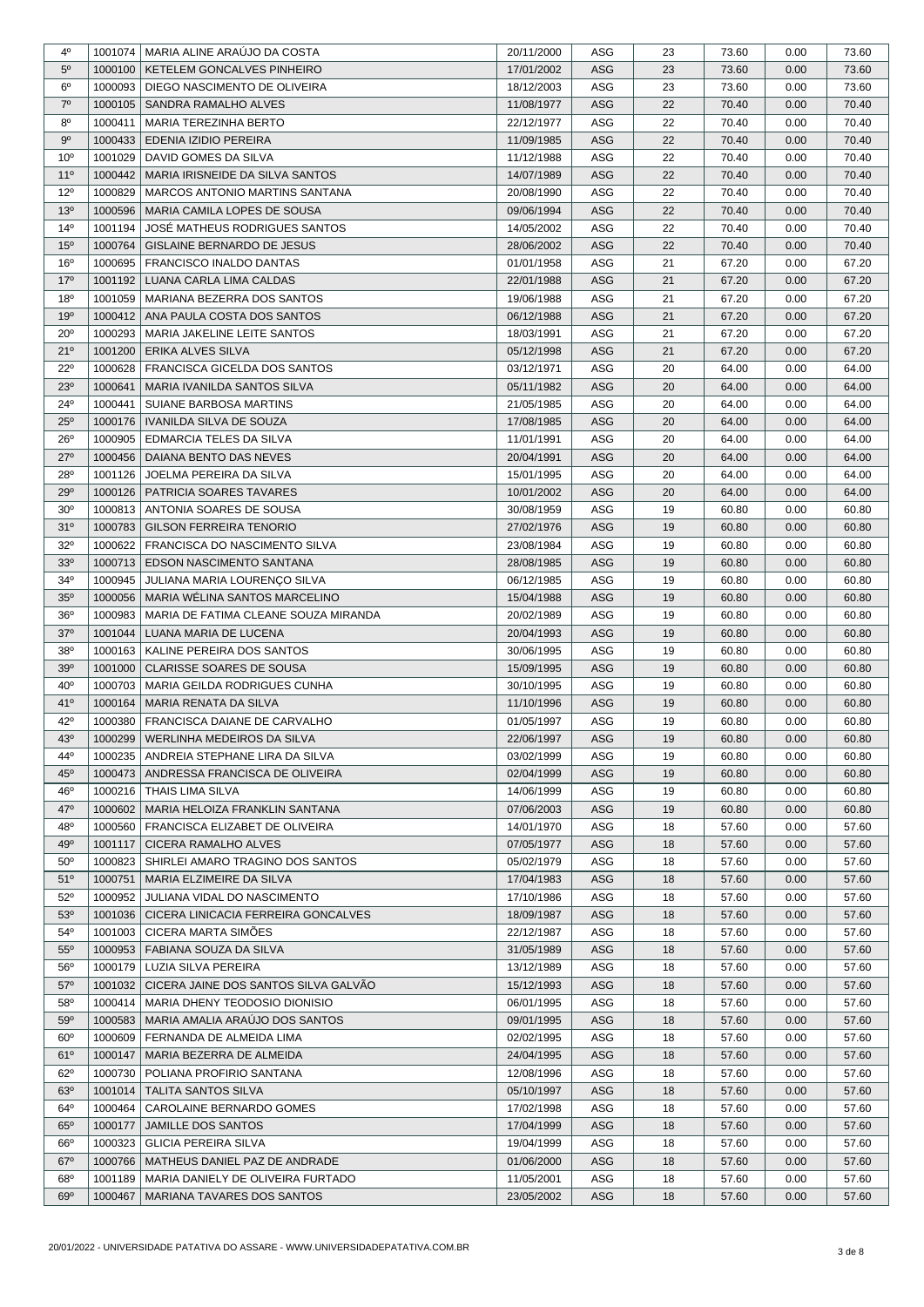| 4º | 1001074 | MARIA ALINE ARAÚJO DA COSTA | 20/11/2000 | ASG | 23 | 73.60 | 0.00 | 73.60 |
|---|---|---|---|---|---|---|---|---|
| 5º | 1000100 | KETELEM GONCALVES PINHEIRO | 17/01/2002 | ASG | 23 | 73.60 | 0.00 | 73.60 |
| 6º | 1000093 | DIEGO NASCIMENTO DE OLIVEIRA | 18/12/2003 | ASG | 23 | 73.60 | 0.00 | 73.60 |
| 7º | 1000105 | SANDRA RAMALHO ALVES | 11/08/1977 | ASG | 22 | 70.40 | 0.00 | 70.40 |
| 8º | 1000411 | MARIA TEREZINHA BERTO | 22/12/1977 | ASG | 22 | 70.40 | 0.00 | 70.40 |
| 9º | 1000433 | EDENIA IZIDIO PEREIRA | 11/09/1985 | ASG | 22 | 70.40 | 0.00 | 70.40 |
| 10º | 1001029 | DAVID GOMES DA SILVA | 11/12/1988 | ASG | 22 | 70.40 | 0.00 | 70.40 |
| 11º | 1000442 | MARIA IRISNEIDE DA SILVA SANTOS | 14/07/1989 | ASG | 22 | 70.40 | 0.00 | 70.40 |
| 12º | 1000829 | MARCOS ANTONIO MARTINS SANTANA | 20/08/1990 | ASG | 22 | 70.40 | 0.00 | 70.40 |
| 13º | 1000596 | MARIA CAMILA LOPES DE SOUSA | 09/06/1994 | ASG | 22 | 70.40 | 0.00 | 70.40 |
| 14º | 1001194 | JOSÉ MATHEUS RODRIGUES SANTOS | 14/05/2002 | ASG | 22 | 70.40 | 0.00 | 70.40 |
| 15º | 1000764 | GISLAINE BERNARDO DE JESUS | 28/06/2002 | ASG | 22 | 70.40 | 0.00 | 70.40 |
| 16º | 1000695 | FRANCISCO INALDO DANTAS | 01/01/1958 | ASG | 21 | 67.20 | 0.00 | 67.20 |
| 17º | 1001192 | LUANA CARLA LIMA CALDAS | 22/01/1988 | ASG | 21 | 67.20 | 0.00 | 67.20 |
| 18º | 1001059 | MARIANA BEZERRA DOS SANTOS | 19/06/1988 | ASG | 21 | 67.20 | 0.00 | 67.20 |
| 19º | 1000412 | ANA PAULA COSTA DOS SANTOS | 06/12/1988 | ASG | 21 | 67.20 | 0.00 | 67.20 |
| 20º | 1000293 | MARIA JAKELINE LEITE SANTOS | 18/03/1991 | ASG | 21 | 67.20 | 0.00 | 67.20 |
| 21º | 1001200 | ERIKA ALVES SILVA | 05/12/1998 | ASG | 21 | 67.20 | 0.00 | 67.20 |
| 22º | 1000628 | FRANCISCA GICELDA DOS SANTOS | 03/12/1971 | ASG | 20 | 64.00 | 0.00 | 64.00 |
| 23º | 1000641 | MARIA IVANILDA SANTOS SILVA | 05/11/1982 | ASG | 20 | 64.00 | 0.00 | 64.00 |
| 24º | 1000441 | SUIANE BARBOSA MARTINS | 21/05/1985 | ASG | 20 | 64.00 | 0.00 | 64.00 |
| 25º | 1000176 | IVANILDA SILVA DE SOUZA | 17/08/1985 | ASG | 20 | 64.00 | 0.00 | 64.00 |
| 26º | 1000905 | EDMARCIA TELES DA SILVA | 11/01/1991 | ASG | 20 | 64.00 | 0.00 | 64.00 |
| 27º | 1000456 | DAIANA BENTO DAS NEVES | 20/04/1991 | ASG | 20 | 64.00 | 0.00 | 64.00 |
| 28º | 1001126 | JOELMA PEREIRA DA SILVA | 15/01/1995 | ASG | 20 | 64.00 | 0.00 | 64.00 |
| 29º | 1000126 | PATRICIA SOARES TAVARES | 10/01/2002 | ASG | 20 | 64.00 | 0.00 | 64.00 |
| 30º | 1000813 | ANTONIA SOARES DE SOUSA | 30/08/1959 | ASG | 19 | 60.80 | 0.00 | 60.80 |
| 31º | 1000783 | GILSON FERREIRA TENORIO | 27/02/1976 | ASG | 19 | 60.80 | 0.00 | 60.80 |
| 32º | 1000622 | FRANCISCA DO NASCIMENTO SILVA | 23/08/1984 | ASG | 19 | 60.80 | 0.00 | 60.80 |
| 33º | 1000713 | EDSON NASCIMENTO SANTANA | 28/08/1985 | ASG | 19 | 60.80 | 0.00 | 60.80 |
| 34º | 1000945 | JULIANA MARIA LOURENÇO SILVA | 06/12/1985 | ASG | 19 | 60.80 | 0.00 | 60.80 |
| 35º | 1000056 | MARIA WÉLINA SANTOS MARCELINO | 15/04/1988 | ASG | 19 | 60.80 | 0.00 | 60.80 |
| 36º | 1000983 | MARIA DE FATIMA CLEANE SOUZA MIRANDA | 20/02/1989 | ASG | 19 | 60.80 | 0.00 | 60.80 |
| 37º | 1001044 | LUANA MARIA DE LUCENA | 20/04/1993 | ASG | 19 | 60.80 | 0.00 | 60.80 |
| 38º | 1000163 | KALINE PEREIRA DOS SANTOS | 30/06/1995 | ASG | 19 | 60.80 | 0.00 | 60.80 |
| 39º | 1001000 | CLARISSE SOARES DE SOUSA | 15/09/1995 | ASG | 19 | 60.80 | 0.00 | 60.80 |
| 40º | 1000703 | MARIA GEILDA RODRIGUES CUNHA | 30/10/1995 | ASG | 19 | 60.80 | 0.00 | 60.80 |
| 41º | 1000164 | MARIA RENATA DA SILVA | 11/10/1996 | ASG | 19 | 60.80 | 0.00 | 60.80 |
| 42º | 1000380 | FRANCISCA DAIANE DE CARVALHO | 01/05/1997 | ASG | 19 | 60.80 | 0.00 | 60.80 |
| 43º | 1000299 | WERLINHA MEDEIROS DA SILVA | 22/06/1997 | ASG | 19 | 60.80 | 0.00 | 60.80 |
| 44º | 1000235 | ANDREIA STEPHANE LIRA DA SILVA | 03/02/1999 | ASG | 19 | 60.80 | 0.00 | 60.80 |
| 45º | 1000473 | ANDRESSA FRANCISCA DE OLIVEIRA | 02/04/1999 | ASG | 19 | 60.80 | 0.00 | 60.80 |
| 46º | 1000216 | THAIS LIMA SILVA | 14/06/1999 | ASG | 19 | 60.80 | 0.00 | 60.80 |
| 47º | 1000602 | MARIA HELOIZA FRANKLIN SANTANA | 07/06/2003 | ASG | 19 | 60.80 | 0.00 | 60.80 |
| 48º | 1000560 | FRANCISCA ELIZABET DE OLIVEIRA | 14/01/1970 | ASG | 18 | 57.60 | 0.00 | 57.60 |
| 49º | 1001117 | CICERA RAMALHO ALVES | 07/05/1977 | ASG | 18 | 57.60 | 0.00 | 57.60 |
| 50º | 1000823 | SHIRLEI AMARO TRAGINO DOS SANTOS | 05/02/1979 | ASG | 18 | 57.60 | 0.00 | 57.60 |
| 51º | 1000751 | MARIA ELZIMEIRE DA SILVA | 17/04/1983 | ASG | 18 | 57.60 | 0.00 | 57.60 |
| 52º | 1000952 | JULIANA VIDAL DO NASCIMENTO | 17/10/1986 | ASG | 18 | 57.60 | 0.00 | 57.60 |
| 53º | 1001036 | CICERA LINICACIA FERREIRA GONCALVES | 18/09/1987 | ASG | 18 | 57.60 | 0.00 | 57.60 |
| 54º | 1001003 | CICERA MARTA SIMÕES | 22/12/1987 | ASG | 18 | 57.60 | 0.00 | 57.60 |
| 55º | 1000953 | FABIANA SOUZA DA SILVA | 31/05/1989 | ASG | 18 | 57.60 | 0.00 | 57.60 |
| 56º | 1000179 | LUZIA SILVA PEREIRA | 13/12/1989 | ASG | 18 | 57.60 | 0.00 | 57.60 |
| 57º | 1001032 | CICERA JAINE DOS SANTOS SILVA GALVÃO | 15/12/1993 | ASG | 18 | 57.60 | 0.00 | 57.60 |
| 58º | 1000414 | MARIA DHENY TEODOSIO DIONISIO | 06/01/1995 | ASG | 18 | 57.60 | 0.00 | 57.60 |
| 59º | 1000583 | MARIA AMALIA ARAÚJO DOS SANTOS | 09/01/1995 | ASG | 18 | 57.60 | 0.00 | 57.60 |
| 60º | 1000609 | FERNANDA DE ALMEIDA LIMA | 02/02/1995 | ASG | 18 | 57.60 | 0.00 | 57.60 |
| 61º | 1000147 | MARIA BEZERRA DE ALMEIDA | 24/04/1995 | ASG | 18 | 57.60 | 0.00 | 57.60 |
| 62º | 1000730 | POLIANA PROFIRIO SANTANA | 12/08/1996 | ASG | 18 | 57.60 | 0.00 | 57.60 |
| 63º | 1001014 | TALITA SANTOS SILVA | 05/10/1997 | ASG | 18 | 57.60 | 0.00 | 57.60 |
| 64º | 1000464 | CAROLAINE BERNARDO GOMES | 17/02/1998 | ASG | 18 | 57.60 | 0.00 | 57.60 |
| 65º | 1000177 | JAMILLE DOS SANTOS | 17/04/1999 | ASG | 18 | 57.60 | 0.00 | 57.60 |
| 66º | 1000323 | GLICIA PEREIRA SILVA | 19/04/1999 | ASG | 18 | 57.60 | 0.00 | 57.60 |
| 67º | 1000766 | MATHEUS DANIEL PAZ DE ANDRADE | 01/06/2000 | ASG | 18 | 57.60 | 0.00 | 57.60 |
| 68º | 1001189 | MARIA DANIELY DE OLIVEIRA FURTADO | 11/05/2001 | ASG | 18 | 57.60 | 0.00 | 57.60 |
| 69º | 1000467 | MARIANA TAVARES DOS SANTOS | 23/05/2002 | ASG | 18 | 57.60 | 0.00 | 57.60 |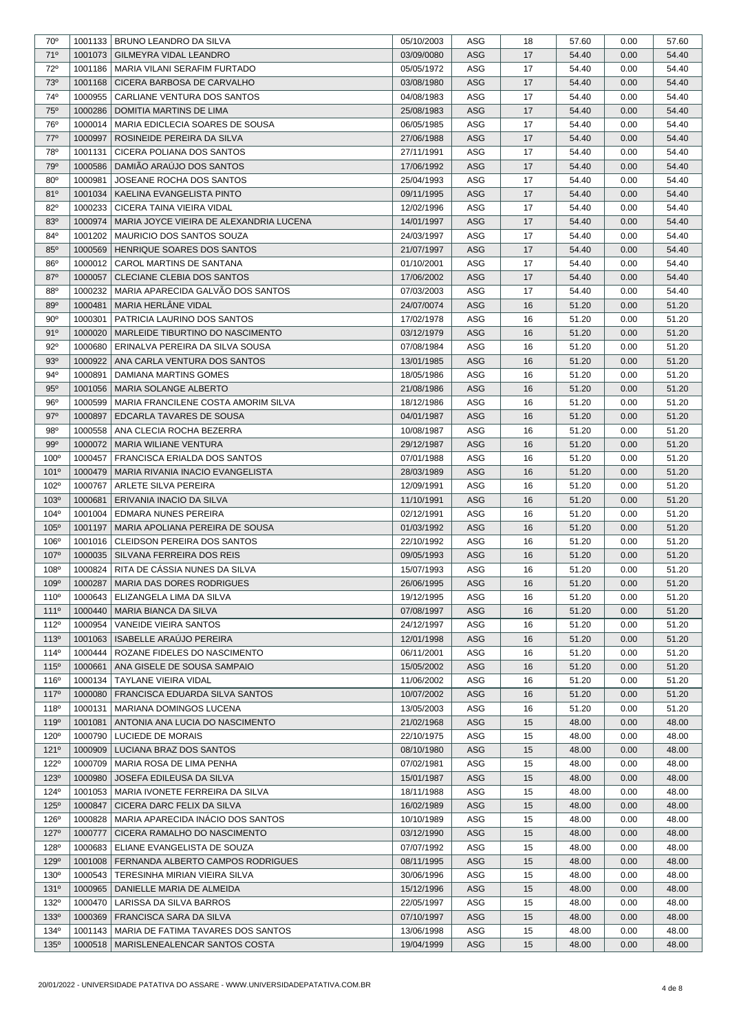| | | | | | | | | |
|---|---|---|---|---|---|---|---|---|
| 70º | 1001133 | BRUNO LEANDRO DA SILVA | 05/10/2003 | ASG | 18 | 57.60 | 0.00 | 57.60 |
| 71º | 1001073 | GILMEYRA VIDAL LEANDRO | 03/09/0080 | ASG | 17 | 54.40 | 0.00 | 54.40 |
| 72º | 1001186 | MARIA VILANI SERAFIM FURTADO | 05/05/1972 | ASG | 17 | 54.40 | 0.00 | 54.40 |
| 73º | 1001168 | CICERA BARBOSA DE CARVALHO | 03/08/1980 | ASG | 17 | 54.40 | 0.00 | 54.40 |
| 74º | 1000955 | CARLIANE VENTURA DOS SANTOS | 04/08/1983 | ASG | 17 | 54.40 | 0.00 | 54.40 |
| 75º | 1000286 | DOMITIA MARTINS DE LIMA | 25/08/1983 | ASG | 17 | 54.40 | 0.00 | 54.40 |
| 76º | 1000014 | MARIA EDICLECIA SOARES DE SOUSA | 06/05/1985 | ASG | 17 | 54.40 | 0.00 | 54.40 |
| 77º | 1000997 | ROSINEIDE PEREIRA DA SILVA | 27/06/1988 | ASG | 17 | 54.40 | 0.00 | 54.40 |
| 78º | 1001131 | CICERA POLIANA DOS SANTOS | 27/11/1991 | ASG | 17 | 54.40 | 0.00 | 54.40 |
| 79º | 1000586 | DAMIÃO ARAÚJO DOS SANTOS | 17/06/1992 | ASG | 17 | 54.40 | 0.00 | 54.40 |
| 80º | 1000981 | JOSEANE ROCHA DOS SANTOS | 25/04/1993 | ASG | 17 | 54.40 | 0.00 | 54.40 |
| 81º | 1001034 | KAELINA EVANGELISTA PINTO | 09/11/1995 | ASG | 17 | 54.40 | 0.00 | 54.40 |
| 82º | 1000233 | CICERA TAINA VIEIRA VIDAL | 12/02/1996 | ASG | 17 | 54.40 | 0.00 | 54.40 |
| 83º | 1000974 | MARIA JOYCE VIEIRA DE ALEXANDRIA LUCENA | 14/01/1997 | ASG | 17 | 54.40 | 0.00 | 54.40 |
| 84º | 1001202 | MAURICIO DOS SANTOS SOUZA | 24/03/1997 | ASG | 17 | 54.40 | 0.00 | 54.40 |
| 85º | 1000569 | HENRIQUE SOARES DOS SANTOS | 21/07/1997 | ASG | 17 | 54.40 | 0.00 | 54.40 |
| 86º | 1000012 | CAROL MARTINS DE SANTANA | 01/10/2001 | ASG | 17 | 54.40 | 0.00 | 54.40 |
| 87º | 1000057 | CLECIANE CLEBIA DOS SANTOS | 17/06/2002 | ASG | 17 | 54.40 | 0.00 | 54.40 |
| 88º | 1000232 | MARIA APARECIDA GALVÃO DOS SANTOS | 07/03/2003 | ASG | 17 | 54.40 | 0.00 | 54.40 |
| 89º | 1000481 | MARIA HERLÂNE VIDAL | 24/07/0074 | ASG | 16 | 51.20 | 0.00 | 51.20 |
| 90º | 1000301 | PATRICIA LAURINO DOS SANTOS | 17/02/1978 | ASG | 16 | 51.20 | 0.00 | 51.20 |
| 91º | 1000020 | MARLEIDE TIBURTINO DO NASCIMENTO | 03/12/1979 | ASG | 16 | 51.20 | 0.00 | 51.20 |
| 92º | 1000680 | ERINALVA PEREIRA DA SILVA SOUSA | 07/08/1984 | ASG | 16 | 51.20 | 0.00 | 51.20 |
| 93º | 1000922 | ANA CARLA VENTURA DOS SANTOS | 13/01/1985 | ASG | 16 | 51.20 | 0.00 | 51.20 |
| 94º | 1000891 | DAMIANA MARTINS GOMES | 18/05/1986 | ASG | 16 | 51.20 | 0.00 | 51.20 |
| 95º | 1001056 | MARIA SOLANGE ALBERTO | 21/08/1986 | ASG | 16 | 51.20 | 0.00 | 51.20 |
| 96º | 1000599 | MARIA FRANCILENE COSTA AMORIM SILVA | 18/12/1986 | ASG | 16 | 51.20 | 0.00 | 51.20 |
| 97º | 1000897 | EDCARLA TAVARES DE SOUSA | 04/01/1987 | ASG | 16 | 51.20 | 0.00 | 51.20 |
| 98º | 1000558 | ANA CLECIA ROCHA BEZERRA | 10/08/1987 | ASG | 16 | 51.20 | 0.00 | 51.20 |
| 99º | 1000072 | MARIA WILIANE VENTURA | 29/12/1987 | ASG | 16 | 51.20 | 0.00 | 51.20 |
| 100º | 1000457 | FRANCISCA ERIALDA DOS SANTOS | 07/01/1988 | ASG | 16 | 51.20 | 0.00 | 51.20 |
| 101º | 1000479 | MARIA RIVANIA INACIO EVANGELISTA | 28/03/1989 | ASG | 16 | 51.20 | 0.00 | 51.20 |
| 102º | 1000767 | ARLETE SILVA PEREIRA | 12/09/1991 | ASG | 16 | 51.20 | 0.00 | 51.20 |
| 103º | 1000681 | ERIVANIA INACIO DA SILVA | 11/10/1991 | ASG | 16 | 51.20 | 0.00 | 51.20 |
| 104º | 1001004 | EDMARA NUNES PEREIRA | 02/12/1991 | ASG | 16 | 51.20 | 0.00 | 51.20 |
| 105º | 1001197 | MARIA APOLIANA PEREIRA DE SOUSA | 01/03/1992 | ASG | 16 | 51.20 | 0.00 | 51.20 |
| 106º | 1001016 | CLEIDSON PEREIRA DOS SANTOS | 22/10/1992 | ASG | 16 | 51.20 | 0.00 | 51.20 |
| 107º | 1000035 | SILVANA FERREIRA DOS REIS | 09/05/1993 | ASG | 16 | 51.20 | 0.00 | 51.20 |
| 108º | 1000824 | RITA DE CÁSSIA NUNES DA SILVA | 15/07/1993 | ASG | 16 | 51.20 | 0.00 | 51.20 |
| 109º | 1000287 | MARIA DAS DORES RODRIGUES | 26/06/1995 | ASG | 16 | 51.20 | 0.00 | 51.20 |
| 110º | 1000643 | ELIZANGELA LIMA DA SILVA | 19/12/1995 | ASG | 16 | 51.20 | 0.00 | 51.20 |
| 111º | 1000440 | MARIA BIANCA DA SILVA | 07/08/1997 | ASG | 16 | 51.20 | 0.00 | 51.20 |
| 112º | 1000954 | VANEIDE VIEIRA SANTOS | 24/12/1997 | ASG | 16 | 51.20 | 0.00 | 51.20 |
| 113º | 1001063 | ISABELLE ARAÚJO PEREIRA | 12/01/1998 | ASG | 16 | 51.20 | 0.00 | 51.20 |
| 114º | 1000444 | ROZANE FIDELES DO NASCIMENTO | 06/11/2001 | ASG | 16 | 51.20 | 0.00 | 51.20 |
| 115º | 1000661 | ANA GISELE DE SOUSA SAMPAIO | 15/05/2002 | ASG | 16 | 51.20 | 0.00 | 51.20 |
| 116º | 1000134 | TAYLANE VIEIRA VIDAL | 11/06/2002 | ASG | 16 | 51.20 | 0.00 | 51.20 |
| 117º | 1000080 | FRANCISCA EDUARDA SILVA SANTOS | 10/07/2002 | ASG | 16 | 51.20 | 0.00 | 51.20 |
| 118º | 1000131 | MARIANA DOMINGOS LUCENA | 13/05/2003 | ASG | 16 | 51.20 | 0.00 | 51.20 |
| 119º | 1001081 | ANTONIA ANA LUCIA DO NASCIMENTO | 21/02/1968 | ASG | 15 | 48.00 | 0.00 | 48.00 |
| 120º | 1000790 | LUCIEDE DE MORAIS | 22/10/1975 | ASG | 15 | 48.00 | 0.00 | 48.00 |
| 121º | 1000909 | LUCIANA BRAZ DOS SANTOS | 08/10/1980 | ASG | 15 | 48.00 | 0.00 | 48.00 |
| 122º | 1000709 | MARIA ROSA DE LIMA PENHA | 07/02/1981 | ASG | 15 | 48.00 | 0.00 | 48.00 |
| 123º | 1000980 | JOSEFA EDILEUSA DA SILVA | 15/01/1987 | ASG | 15 | 48.00 | 0.00 | 48.00 |
| 124º | 1001053 | MARIA IVONETE FERREIRA DA SILVA | 18/11/1988 | ASG | 15 | 48.00 | 0.00 | 48.00 |
| 125º | 1000847 | CICERA DARC FELIX DA SILVA | 16/02/1989 | ASG | 15 | 48.00 | 0.00 | 48.00 |
| 126º | 1000828 | MARIA APARECIDA INÁCIO DOS SANTOS | 10/10/1989 | ASG | 15 | 48.00 | 0.00 | 48.00 |
| 127º | 1000777 | CICERA RAMALHO DO NASCIMENTO | 03/12/1990 | ASG | 15 | 48.00 | 0.00 | 48.00 |
| 128º | 1000683 | ELIANE EVANGELISTA DE SOUZA | 07/07/1992 | ASG | 15 | 48.00 | 0.00 | 48.00 |
| 129º | 1001008 | FERNANDA ALBERTO CAMPOS RODRIGUES | 08/11/1995 | ASG | 15 | 48.00 | 0.00 | 48.00 |
| 130º | 1000543 | TERESINHA MIRIAN VIEIRA SILVA | 30/06/1996 | ASG | 15 | 48.00 | 0.00 | 48.00 |
| 131º | 1000965 | DANIELLE MARIA DE ALMEIDA | 15/12/1996 | ASG | 15 | 48.00 | 0.00 | 48.00 |
| 132º | 1000470 | LARISSA DA SILVA BARROS | 22/05/1997 | ASG | 15 | 48.00 | 0.00 | 48.00 |
| 133º | 1000369 | FRANCISCA SARA DA SILVA | 07/10/1997 | ASG | 15 | 48.00 | 0.00 | 48.00 |
| 134º | 1001143 | MARIA DE FATIMA TAVARES DOS SANTOS | 13/06/1998 | ASG | 15 | 48.00 | 0.00 | 48.00 |
| 135º | 1000518 | MARISLENEALENCAR SANTOS COSTA | 19/04/1999 | ASG | 15 | 48.00 | 0.00 | 48.00 |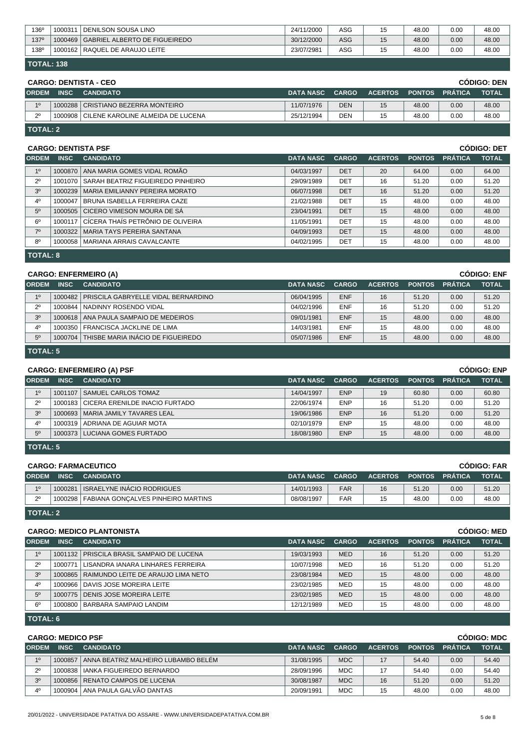| ORDEM | INSC | CANDIDATO | DATA NASC | CARGO | ACERTOS | PONTOS | PRÁTICA | TOTAL |
|---|---|---|---|---|---|---|---|---|
| 136º | 1000311 | DENILSON SOUSA LINO | 24/11/2000 | ASG | 15 | 48.00 | 0.00 | 48.00 |
| 137º | 1000469 | GABRIEL ALBERTO DE FIGUEIREDO | 30/12/2000 | ASG | 15 | 48.00 | 0.00 | 48.00 |
| 138º | 1000162 | RAQUEL DE ARAUJO LEITE | 23/07/2981 | ASG | 15 | 48.00 | 0.00 | 48.00 |

**TOTAL: 138**

## CARGO: DENTISTA - CEO

**CÓDIGO: DEN**

| ORDEM | INSC | CANDIDATO | DATA NASC | CARGO | ACERTOS | PONTOS | PRÁTICA | TOTAL |
|---|---|---|---|---|---|---|---|---|
| 1º | 1000288 | CRISTIANO BEZERRA MONTEIRO | 11/07/1976 | DEN | 15 | 48.00 | 0.00 | 48.00 |
| 2º | 1000908 | CILENE KAROLINE ALMEIDA DE LUCENA | 25/12/1994 | DEN | 15 | 48.00 | 0.00 | 48.00 |

**TOTAL: 2**

## CARGO: DENTISTA PSF

**CÓDIGO: DET**

| ORDEM | INSC | CANDIDATO | DATA NASC | CARGO | ACERTOS | PONTOS | PRÁTICA | TOTAL |
|---|---|---|---|---|---|---|---|---|
| 1º | 1000870 | ANA MARIA GOMES VIDAL ROMÃO | 04/03/1997 | DET | 20 | 64.00 | 0.00 | 64.00 |
| 2º | 1001070 | SARAH BEATRIZ FIGUEIREDO PINHEIRO | 29/09/1989 | DET | 16 | 51.20 | 0.00 | 51.20 |
| 3º | 1000239 | MARIA EMILIANNY PEREIRA MORATO | 06/07/1998 | DET | 16 | 51.20 | 0.00 | 51.20 |
| 4º | 1000047 | BRUNA ISABELLA FERREIRA CAZE | 21/02/1988 | DET | 15 | 48.00 | 0.00 | 48.00 |
| 5º | 1000505 | CICERO VIMESON MOURA DE SÁ | 23/04/1991 | DET | 15 | 48.00 | 0.00 | 48.00 |
| 6º | 1000117 | CÍCERA THAÍS PETRÔNIO DE OLIVEIRA | 11/05/1991 | DET | 15 | 48.00 | 0.00 | 48.00 |
| 7º | 1000322 | MARIA TAYS PEREIRA SANTANA | 04/09/1993 | DET | 15 | 48.00 | 0.00 | 48.00 |
| 8º | 1000058 | MARIANA ARRAIS CAVALCANTE | 04/02/1995 | DET | 15 | 48.00 | 0.00 | 48.00 |

**TOTAL: 8**

## CARGO: ENFERMEIRO (A)

**CÓDIGO: ENF**

| ORDEM | INSC | CANDIDATO | DATA NASC | CARGO | ACERTOS | PONTOS | PRÁTICA | TOTAL |
|---|---|---|---|---|---|---|---|---|
| 1º | 1000482 | PRISCILA GABRYELLE VIDAL BERNARDINO | 06/04/1995 | ENF | 16 | 51.20 | 0.00 | 51.20 |
| 2º | 1000844 | NADINNY ROSENDO VIDAL | 04/02/1996 | ENF | 16 | 51.20 | 0.00 | 51.20 |
| 3º | 1000618 | ANA PAULA SAMPAIO DE MEDEIROS | 09/01/1981 | ENF | 15 | 48.00 | 0.00 | 48.00 |
| 4º | 1000350 | FRANCISCA JACKLINE DE LIMA | 14/03/1981 | ENF | 15 | 48.00 | 0.00 | 48.00 |
| 5º | 1000704 | THISBE MARIA INÁCIO DE FIGUEIREDO | 05/07/1986 | ENF | 15 | 48.00 | 0.00 | 48.00 |

**TOTAL: 5**

## CARGO: ENFERMEIRO (A) PSF

**CÓDIGO: ENP**

| ORDEM | INSC | CANDIDATO | DATA NASC | CARGO | ACERTOS | PONTOS | PRÁTICA | TOTAL |
|---|---|---|---|---|---|---|---|---|
| 1º | 1001107 | SAMUEL CARLOS TOMAZ | 14/04/1997 | ENP | 19 | 60.80 | 0.00 | 60.80 |
| 2º | 1000183 | CICERA ERENILDE INACIO FURTADO | 22/06/1974 | ENP | 16 | 51.20 | 0.00 | 51.20 |
| 3º | 1000693 | MARIA JAMILY TAVARES LEAL | 19/06/1986 | ENP | 16 | 51.20 | 0.00 | 51.20 |
| 4º | 1000319 | ADRIANA DE AGUIAR MOTA | 02/10/1979 | ENP | 15 | 48.00 | 0.00 | 48.00 |
| 5º | 1000373 | LUCIANA GOMES FURTADO | 18/08/1980 | ENP | 15 | 48.00 | 0.00 | 48.00 |

**TOTAL: 5**

## CARGO: FARMACEUTICO

**CÓDIGO: FAR**

| ORDEM | INSC | CANDIDATO | DATA NASC | CARGO | ACERTOS | PONTOS | PRÁTICA | TOTAL |
|---|---|---|---|---|---|---|---|---|
| 1º | 1000281 | ISRAELYNE INÁCIO RODRIGUES | 14/01/1993 | FAR | 16 | 51.20 | 0.00 | 51.20 |
| 2º | 1000298 | FABIANA GONÇALVES PINHEIRO MARTINS | 08/08/1997 | FAR | 15 | 48.00 | 0.00 | 48.00 |

**TOTAL: 2**

## CARGO: MEDICO PLANTONISTA

**CÓDIGO: MED**

| ORDEM | INSC | CANDIDATO | DATA NASC | CARGO | ACERTOS | PONTOS | PRÁTICA | TOTAL |
|---|---|---|---|---|---|---|---|---|
| 1º | 1001132 | PRISCILA BRASIL SAMPAIO DE LUCENA | 19/03/1993 | MED | 16 | 51.20 | 0.00 | 51.20 |
| 2º | 1000771 | LISANDRA IANARA LINHARES FERREIRA | 10/07/1998 | MED | 16 | 51.20 | 0.00 | 51.20 |
| 3º | 1000865 | RAIMUNDO LEITE DE ARAUJO LIMA NETO | 23/08/1984 | MED | 15 | 48.00 | 0.00 | 48.00 |
| 4º | 1000966 | DAVIS JOSE MOREIRA LEITE | 23/02/1985 | MED | 15 | 48.00 | 0.00 | 48.00 |
| 5º | 1000775 | DENIS JOSE MOREIRA LEITE | 23/02/1985 | MED | 15 | 48.00 | 0.00 | 48.00 |
| 6º | 1000800 | BARBARA SAMPAIO LANDIM | 12/12/1989 | MED | 15 | 48.00 | 0.00 | 48.00 |

**TOTAL: 6**

## CARGO: MEDICO PSF

**CÓDIGO: MDC**

| ORDEM | INSC | CANDIDATO | DATA NASC | CARGO | ACERTOS | PONTOS | PRÁTICA | TOTAL |
|---|---|---|---|---|---|---|---|---|
| 1º | 1000857 | ANNA BEATRIZ MALHEIRO LUBAMBO BELÉM | 31/08/1995 | MDC | 17 | 54.40 | 0.00 | 54.40 |
| 2º | 1000838 | IANKA FIGUEIREDO BERNARDO | 28/09/1996 | MDC | 17 | 54.40 | 0.00 | 54.40 |
| 3º | 1000856 | RENATO CAMPOS DE LUCENA | 30/08/1987 | MDC | 16 | 51.20 | 0.00 | 51.20 |
| 4º | 1000904 | ANA PAULA GALVÃO DANTAS | 20/09/1991 | MDC | 15 | 48.00 | 0.00 | 48.00 |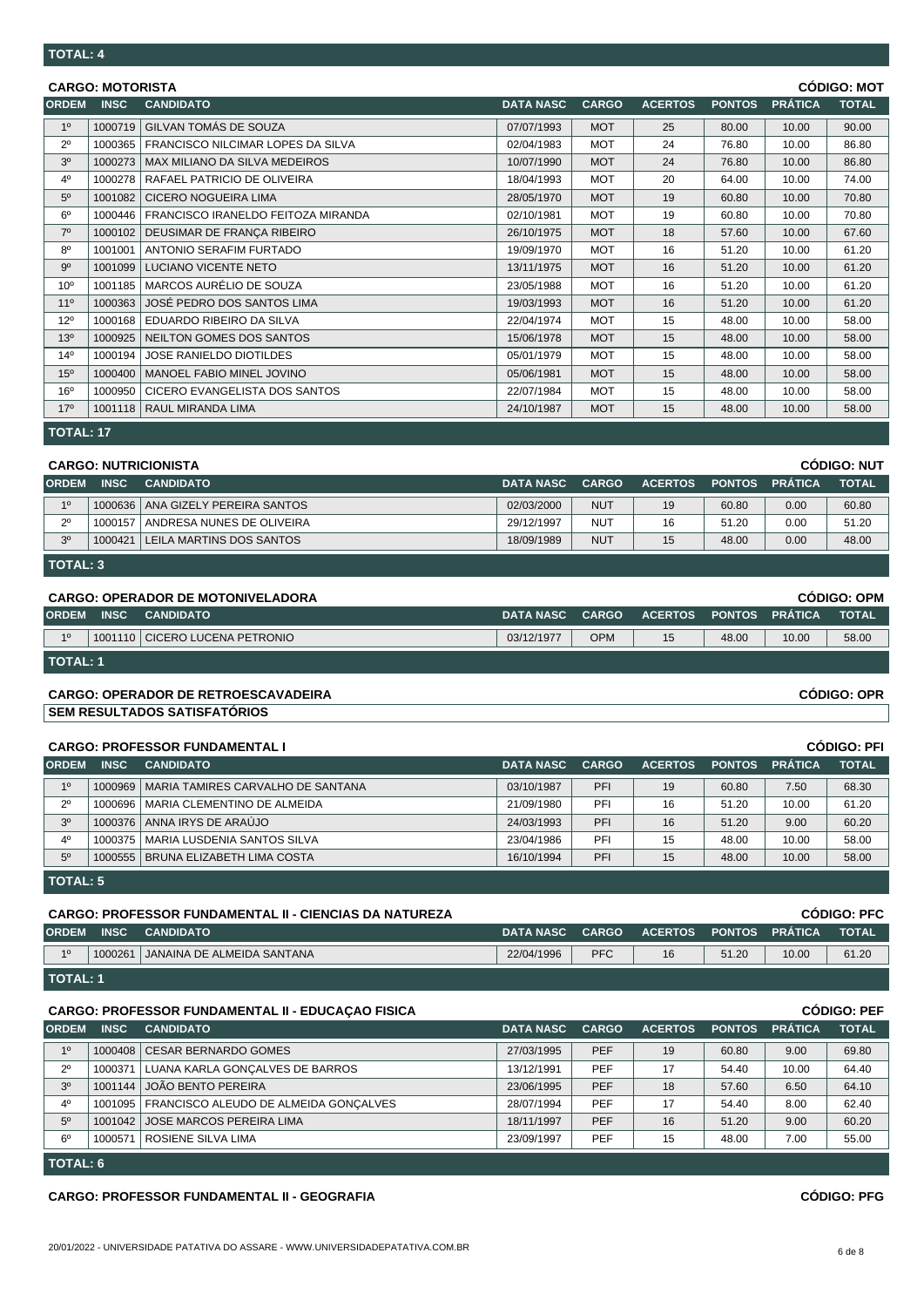**TOTAL: 4**

**CARGO: MOTORISTA** — **CÓDIGO: MOT**

| ORDEM | INSC | CANDIDATO | DATA NASC | CARGO | ACERTOS | PONTOS | PRÁTICA | TOTAL |
|---|---|---|---|---|---|---|---|---|
| 1º | 1000719 | GILVAN TOMÁS DE SOUZA | 07/07/1993 | MOT | 25 | 80.00 | 10.00 | 90.00 |
| 2º | 1000365 | FRANCISCO NILCIMAR LOPES DA SILVA | 02/04/1983 | MOT | 24 | 76.80 | 10.00 | 86.80 |
| 3º | 1000273 | MAX MILIANO DA SILVA MEDEIROS | 10/07/1990 | MOT | 24 | 76.80 | 10.00 | 86.80 |
| 4º | 1000278 | RAFAEL PATRICIO DE OLIVEIRA | 18/04/1993 | MOT | 20 | 64.00 | 10.00 | 74.00 |
| 5º | 1001082 | CICERO NOGUEIRA LIMA | 28/05/1970 | MOT | 19 | 60.80 | 10.00 | 70.80 |
| 6º | 1000446 | FRANCISCO IRANELDO FEITOZA MIRANDA | 02/10/1981 | MOT | 19 | 60.80 | 10.00 | 70.80 |
| 7º | 1000102 | DEUSIMAR DE FRANÇA RIBEIRO | 26/10/1975 | MOT | 18 | 57.60 | 10.00 | 67.60 |
| 8º | 1001001 | ANTONIO SERAFIM FURTADO | 19/09/1970 | MOT | 16 | 51.20 | 10.00 | 61.20 |
| 9º | 1001099 | LUCIANO VICENTE NETO | 13/11/1975 | MOT | 16 | 51.20 | 10.00 | 61.20 |
| 10º | 1001185 | MARCOS AURÉLIO DE SOUZA | 23/05/1988 | MOT | 16 | 51.20 | 10.00 | 61.20 |
| 11º | 1000363 | JOSÉ PEDRO DOS SANTOS LIMA | 19/03/1993 | MOT | 16 | 51.20 | 10.00 | 61.20 |
| 12º | 1000168 | EDUARDO RIBEIRO DA SILVA | 22/04/1974 | MOT | 15 | 48.00 | 10.00 | 58.00 |
| 13º | 1000925 | NEILTON GOMES DOS SANTOS | 15/06/1978 | MOT | 15 | 48.00 | 10.00 | 58.00 |
| 14º | 1000194 | JOSE RANIELDO DIOTILDES | 05/01/1979 | MOT | 15 | 48.00 | 10.00 | 58.00 |
| 15º | 1000400 | MANOEL FABIO MINEL JOVINO | 05/06/1981 | MOT | 15 | 48.00 | 10.00 | 58.00 |
| 16º | 1000950 | CICERO EVANGELISTA DOS SANTOS | 22/07/1984 | MOT | 15 | 48.00 | 10.00 | 58.00 |
| 17º | 1001118 | RAUL MIRANDA LIMA | 24/10/1987 | MOT | 15 | 48.00 | 10.00 | 58.00 |

**TOTAL: 17**

**CARGO: NUTRICIONISTA** — **CÓDIGO: NUT**

| ORDEM | INSC | CANDIDATO | DATA NASC | CARGO | ACERTOS | PONTOS | PRÁTICA | TOTAL |
|---|---|---|---|---|---|---|---|---|
| 1º | 1000636 | ANA GIZELY PEREIRA SANTOS | 02/03/2000 | NUT | 19 | 60.80 | 0.00 | 60.80 |
| 2º | 1000157 | ANDRESA NUNES DE OLIVEIRA | 29/12/1997 | NUT | 16 | 51.20 | 0.00 | 51.20 |
| 3º | 1000421 | LEILA MARTINS DOS SANTOS | 18/09/1989 | NUT | 15 | 48.00 | 0.00 | 48.00 |

**TOTAL: 3**

**CARGO: OPERADOR DE MOTONIVELADORA** — **CÓDIGO: OPM**

| ORDEM | INSC | CANDIDATO | DATA NASC | CARGO | ACERTOS | PONTOS | PRÁTICA | TOTAL |
|---|---|---|---|---|---|---|---|---|
| 1º | 1001110 | CICERO LUCENA PETRONIO | 03/12/1977 | OPM | 15 | 48.00 | 10.00 | 58.00 |

**TOTAL: 1**

**CARGO: OPERADOR DE RETROESCAVADEIRA** — **CÓDIGO: OPR**

**SEM RESULTADOS SATISFATÓRIOS**

**CARGO: PROFESSOR FUNDAMENTAL I** — **CÓDIGO: PFI**

| ORDEM | INSC | CANDIDATO | DATA NASC | CARGO | ACERTOS | PONTOS | PRÁTICA | TOTAL |
|---|---|---|---|---|---|---|---|---|
| 1º | 1000969 | MARIA TAMIRES CARVALHO DE SANTANA | 03/10/1987 | PFI | 19 | 60.80 | 7.50 | 68.30 |
| 2º | 1000696 | MARIA CLEMENTINO DE ALMEIDA | 21/09/1980 | PFI | 16 | 51.20 | 10.00 | 61.20 |
| 3º | 1000376 | ANNA IRYS DE ARAÚJO | 24/03/1993 | PFI | 16 | 51.20 | 9.00 | 60.20 |
| 4º | 1000375 | MARIA LUSDENIA SANTOS SILVA | 23/04/1986 | PFI | 15 | 48.00 | 10.00 | 58.00 |
| 5º | 1000555 | BRUNA ELIZABETH LIMA COSTA | 16/10/1994 | PFI | 15 | 48.00 | 10.00 | 58.00 |

**TOTAL: 5**

**CARGO: PROFESSOR FUNDAMENTAL II - CIENCIAS DA NATUREZA** — **CÓDIGO: PFC**

| ORDEM | INSC | CANDIDATO | DATA NASC | CARGO | ACERTOS | PONTOS | PRÁTICA | TOTAL |
|---|---|---|---|---|---|---|---|---|
| 1º | 1000261 | JANAINA DE ALMEIDA SANTANA | 22/04/1996 | PFC | 16 | 51.20 | 10.00 | 61.20 |

**TOTAL: 1**

**CARGO: PROFESSOR FUNDAMENTAL II - EDUCAÇAO FISICA** — **CÓDIGO: PEF**

| ORDEM | INSC | CANDIDATO | DATA NASC | CARGO | ACERTOS | PONTOS | PRÁTICA | TOTAL |
|---|---|---|---|---|---|---|---|---|
| 1º | 1000408 | CESAR BERNARDO GOMES | 27/03/1995 | PEF | 19 | 60.80 | 9.00 | 69.80 |
| 2º | 1000371 | LUANA KARLA GONÇALVES DE BARROS | 13/12/1991 | PEF | 17 | 54.40 | 10.00 | 64.40 |
| 3º | 1001144 | JOÃO BENTO PEREIRA | 23/06/1995 | PEF | 18 | 57.60 | 6.50 | 64.10 |
| 4º | 1001095 | FRANCISCO ALEUDO DE ALMEIDA GONÇALVES | 28/07/1994 | PEF | 17 | 54.40 | 8.00 | 62.40 |
| 5º | 1001042 | JOSE MARCOS PEREIRA LIMA | 18/11/1997 | PEF | 16 | 51.20 | 9.00 | 60.20 |
| 6º | 1000571 | ROSIENE SILVA LIMA | 23/09/1997 | PEF | 15 | 48.00 | 7.00 | 55.00 |

**TOTAL: 6**

**CARGO: PROFESSOR FUNDAMENTAL II - GEOGRAFIA** — **CÓDIGO: PFG**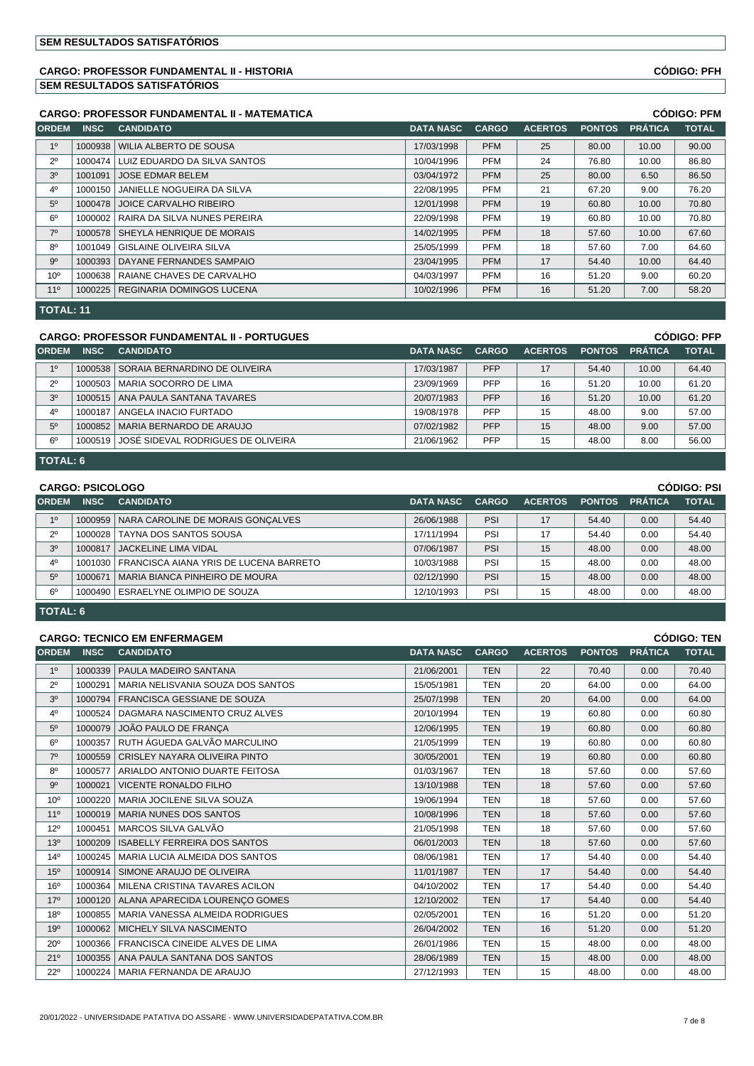**SEM RESULTADOS SATISFATÓRIOS**

**CARGO: PROFESSOR FUNDAMENTAL II - HISTORIA** — **CÓDIGO: PFH**

**SEM RESULTADOS SATISFATÓRIOS**

**CARGO: PROFESSOR FUNDAMENTAL II - MATEMATICA** — **CÓDIGO: PFM**

| ORDEM | INSC | CANDIDATO | DATA NASC | CARGO | ACERTOS | PONTOS | PRÁTICA | TOTAL |
|---|---|---|---|---|---|---|---|---|
| 1º | 1000938 | WILIA ALBERTO DE SOUSA | 17/03/1998 | PFM | 25 | 80.00 | 10.00 | 90.00 |
| 2º | 1000474 | LUIZ EDUARDO DA SILVA SANTOS | 10/04/1996 | PFM | 24 | 76.80 | 10.00 | 86.80 |
| 3º | 1001091 | JOSE EDMAR BELEM | 03/04/1972 | PFM | 25 | 80.00 | 6.50 | 86.50 |
| 4º | 1000150 | JANIELLE NOGUEIRA DA SILVA | 22/08/1995 | PFM | 21 | 67.20 | 9.00 | 76.20 |
| 5º | 1000478 | JOICE CARVALHO RIBEIRO | 12/01/1998 | PFM | 19 | 60.80 | 10.00 | 70.80 |
| 6º | 1000002 | RAIRA DA SILVA NUNES PEREIRA | 22/09/1998 | PFM | 19 | 60.80 | 10.00 | 70.80 |
| 7º | 1000578 | SHEYLA HENRIQUE DE MORAIS | 14/02/1995 | PFM | 18 | 57.60 | 10.00 | 67.60 |
| 8º | 1001049 | GISLAINE OLIVEIRA SILVA | 25/05/1999 | PFM | 18 | 57.60 | 7.00 | 64.60 |
| 9º | 1000393 | DAYANE FERNANDES SAMPAIO | 23/04/1995 | PFM | 17 | 54.40 | 10.00 | 64.40 |
| 10º | 1000638 | RAIANE CHAVES DE CARVALHO | 04/03/1997 | PFM | 16 | 51.20 | 9.00 | 60.20 |
| 11º | 1000225 | REGINARIA DOMINGOS LUCENA | 10/02/1996 | PFM | 16 | 51.20 | 7.00 | 58.20 |

**TOTAL: 11**

**CARGO: PROFESSOR FUNDAMENTAL II - PORTUGUES** — **CÓDIGO: PFP**

| ORDEM | INSC | CANDIDATO | DATA NASC | CARGO | ACERTOS | PONTOS | PRÁTICA | TOTAL |
|---|---|---|---|---|---|---|---|---|
| 1º | 1000538 | SORAIA BERNARDINO DE OLIVEIRA | 17/03/1987 | PFP | 17 | 54.40 | 10.00 | 64.40 |
| 2º | 1000503 | MARIA SOCORRO DE LIMA | 23/09/1969 | PFP | 16 | 51.20 | 10.00 | 61.20 |
| 3º | 1000515 | ANA PAULA SANTANA TAVARES | 20/07/1983 | PFP | 16 | 51.20 | 10.00 | 61.20 |
| 4º | 1000187 | ANGELA INACIO FURTADO | 19/08/1978 | PFP | 15 | 48.00 | 9.00 | 57.00 |
| 5º | 1000852 | MARIA BERNARDO DE ARAUJO | 07/02/1982 | PFP | 15 | 48.00 | 9.00 | 57.00 |
| 6º | 1000519 | JOSÉ SIDEVAL RODRIGUES DE OLIVEIRA | 21/06/1962 | PFP | 15 | 48.00 | 8.00 | 56.00 |

**TOTAL: 6**

**CARGO: PSICOLOGO** — **CÓDIGO: PSI**

| ORDEM | INSC | CANDIDATO | DATA NASC | CARGO | ACERTOS | PONTOS | PRÁTICA | TOTAL |
|---|---|---|---|---|---|---|---|---|
| 1º | 1000959 | NARA CAROLINE DE MORAIS GONÇALVES | 26/06/1988 | PSI | 17 | 54.40 | 0.00 | 54.40 |
| 2º | 1000028 | TAYNA DOS SANTOS SOUSA | 17/11/1994 | PSI | 17 | 54.40 | 0.00 | 54.40 |
| 3º | 1000817 | JACKELINE LIMA VIDAL | 07/06/1987 | PSI | 15 | 48.00 | 0.00 | 48.00 |
| 4º | 1001030 | FRANCISCA AIANA YRIS DE LUCENA BARRETO | 10/03/1988 | PSI | 15 | 48.00 | 0.00 | 48.00 |
| 5º | 1000671 | MARIA BIANCA PINHEIRO DE MOURA | 02/12/1990 | PSI | 15 | 48.00 | 0.00 | 48.00 |
| 6º | 1000490 | ESRAELYNE OLIMPIO DE SOUZA | 12/10/1993 | PSI | 15 | 48.00 | 0.00 | 48.00 |

**TOTAL: 6**

**CARGO: TECNICO EM ENFERMAGEM** — **CÓDIGO: TEN**

| ORDEM | INSC | CANDIDATO | DATA NASC | CARGO | ACERTOS | PONTOS | PRÁTICA | TOTAL |
|---|---|---|---|---|---|---|---|---|
| 1º | 1000339 | PAULA MADEIRO SANTANA | 21/06/2001 | TEN | 22 | 70.40 | 0.00 | 70.40 |
| 2º | 1000291 | MARIA NELISVANIA SOUZA DOS SANTOS | 15/05/1981 | TEN | 20 | 64.00 | 0.00 | 64.00 |
| 3º | 1000794 | FRANCISCA GESSIANE DE SOUZA | 25/07/1998 | TEN | 20 | 64.00 | 0.00 | 64.00 |
| 4º | 1000524 | DAGMARA NASCIMENTO CRUZ ALVES | 20/10/1994 | TEN | 19 | 60.80 | 0.00 | 60.80 |
| 5º | 1000079 | JOÃO PAULO DE FRANÇA | 12/06/1995 | TEN | 19 | 60.80 | 0.00 | 60.80 |
| 6º | 1000357 | RUTH ÁGUEDA GALVÃO MARCULINO | 21/05/1999 | TEN | 19 | 60.80 | 0.00 | 60.80 |
| 7º | 1000559 | CRISLEY NAYARA OLIVEIRA PINTO | 30/05/2001 | TEN | 19 | 60.80 | 0.00 | 60.80 |
| 8º | 1000577 | ARIALDO ANTONIO DUARTE FEITOSA | 01/03/1967 | TEN | 18 | 57.60 | 0.00 | 57.60 |
| 9º | 1000021 | VICENTE RONALDO FILHO | 13/10/1988 | TEN | 18 | 57.60 | 0.00 | 57.60 |
| 10º | 1000220 | MARIA JOCILENE SILVA SOUZA | 19/06/1994 | TEN | 18 | 57.60 | 0.00 | 57.60 |
| 11º | 1000019 | MARIA NUNES DOS SANTOS | 10/08/1996 | TEN | 18 | 57.60 | 0.00 | 57.60 |
| 12º | 1000451 | MARCOS SILVA GALVÃO | 21/05/1998 | TEN | 18 | 57.60 | 0.00 | 57.60 |
| 13º | 1000209 | ISABELLY FERREIRA DOS SANTOS | 06/01/2003 | TEN | 18 | 57.60 | 0.00 | 57.60 |
| 14º | 1000245 | MARIA LUCIA ALMEIDA DOS SANTOS | 08/06/1981 | TEN | 17 | 54.40 | 0.00 | 54.40 |
| 15º | 1000914 | SIMONE ARAUJO DE OLIVEIRA | 11/01/1987 | TEN | 17 | 54.40 | 0.00 | 54.40 |
| 16º | 1000364 | MILENA CRISTINA TAVARES ACILON | 04/10/2002 | TEN | 17 | 54.40 | 0.00 | 54.40 |
| 17º | 1000120 | ALANA APARECIDA LOURENÇO GOMES | 12/10/2002 | TEN | 17 | 54.40 | 0.00 | 54.40 |
| 18º | 1000855 | MARIA VANESSA ALMEIDA RODRIGUES | 02/05/2001 | TEN | 16 | 51.20 | 0.00 | 51.20 |
| 19º | 1000062 | MICHELY SILVA NASCIMENTO | 26/04/2002 | TEN | 16 | 51.20 | 0.00 | 51.20 |
| 20º | 1000366 | FRANCISCA CINEIDE ALVES DE LIMA | 26/01/1986 | TEN | 15 | 48.00 | 0.00 | 48.00 |
| 21º | 1000355 | ANA PAULA SANTANA DOS SANTOS | 28/06/1989 | TEN | 15 | 48.00 | 0.00 | 48.00 |
| 22º | 1000224 | MARIA FERNANDA DE ARAUJO | 27/12/1993 | TEN | 15 | 48.00 | 0.00 | 48.00 |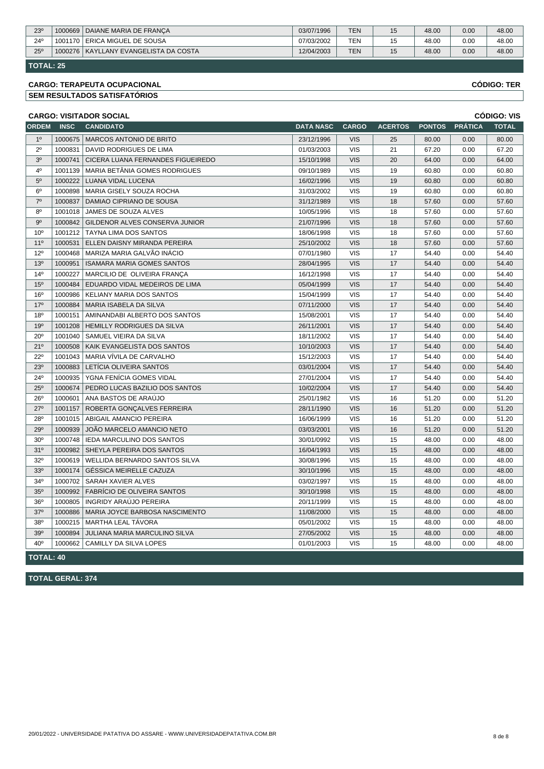| ORDEM | INSC | CANDIDATO | DATA NASC | CARGO | ACERTOS | PONTOS | PRÁTICA | TOTAL |
|---|---|---|---|---|---|---|---|---|
| 23º | 1000669 | DAIANE MARIA DE FRANÇA | 03/07/1996 | TEN | 15 | 48.00 | 0.00 | 48.00 |
| 24º | 1001170 | ERICA MIGUEL DE SOUSA | 07/03/2002 | TEN | 15 | 48.00 | 0.00 | 48.00 |
| 25º | 1000276 | KAYLLANY EVANGELISTA DA COSTA | 12/04/2003 | TEN | 15 | 48.00 | 0.00 | 48.00 |

**TOTAL: 25**

**CARGO: TERAPEUTA OCUPACIONAL** **CÓDIGO: TER**

**SEM RESULTADOS SATISFATÓRIOS**

**CARGO: VISITADOR SOCIAL** **CÓDIGO: VIS**

| ORDEM | INSC | CANDIDATO | DATA NASC | CARGO | ACERTOS | PONTOS | PRÁTICA | TOTAL |
|---|---|---|---|---|---|---|---|---|
| 1º | 1000675 | MARCOS ANTONIO DE BRITO | 23/12/1996 | VIS | 25 | 80.00 | 0.00 | 80.00 |
| 2º | 1000831 | DAVID RODRIGUES DE LIMA | 01/03/2003 | VIS | 21 | 67.20 | 0.00 | 67.20 |
| 3º | 1000741 | CICERA LUANA FERNANDES FIGUEIREDO | 15/10/1998 | VIS | 20 | 64.00 | 0.00 | 64.00 |
| 4º | 1001139 | MARIA BETÂNIA GOMES RODRIGUES | 09/10/1989 | VIS | 19 | 60.80 | 0.00 | 60.80 |
| 5º | 1000222 | LUANA VIDAL LUCENA | 16/02/1996 | VIS | 19 | 60.80 | 0.00 | 60.80 |
| 6º | 1000898 | MARIA GISELY SOUZA ROCHA | 31/03/2002 | VIS | 19 | 60.80 | 0.00 | 60.80 |
| 7º | 1000837 | DAMIAO CIPRIANO DE SOUSA | 31/12/1989 | VIS | 18 | 57.60 | 0.00 | 57.60 |
| 8º | 1001018 | JAMES DE SOUZA ALVES | 10/05/1996 | VIS | 18 | 57.60 | 0.00 | 57.60 |
| 9º | 1000842 | GILDENOR ALVES CONSERVA JUNIOR | 21/07/1996 | VIS | 18 | 57.60 | 0.00 | 57.60 |
| 10º | 1001212 | TAYNA LIMA DOS SANTOS | 18/06/1998 | VIS | 18 | 57.60 | 0.00 | 57.60 |
| 11º | 1000531 | ELLEN DAISNY MIRANDA PEREIRA | 25/10/2002 | VIS | 18 | 57.60 | 0.00 | 57.60 |
| 12º | 1000468 | MARIZA MARIA GALVÃO INÁCIO | 07/01/1980 | VIS | 17 | 54.40 | 0.00 | 54.40 |
| 13º | 1000951 | ISAMARA MARIA GOMES SANTOS | 28/04/1995 | VIS | 17 | 54.40 | 0.00 | 54.40 |
| 14º | 1000227 | MARCILIO DE OLIVEIRA FRANÇA | 16/12/1998 | VIS | 17 | 54.40 | 0.00 | 54.40 |
| 15º | 1000484 | EDUARDO VIDAL MEDEIROS DE LIMA | 05/04/1999 | VIS | 17 | 54.40 | 0.00 | 54.40 |
| 16º | 1000986 | KELIANY MARIA DOS SANTOS | 15/04/1999 | VIS | 17 | 54.40 | 0.00 | 54.40 |
| 17º | 1000884 | MARIA ISABELA DA SILVA | 07/11/2000 | VIS | 17 | 54.40 | 0.00 | 54.40 |
| 18º | 1000151 | AMINANDABI ALBERTO DOS SANTOS | 15/08/2001 | VIS | 17 | 54.40 | 0.00 | 54.40 |
| 19º | 1001208 | HEMILLY RODRIGUES DA SILVA | 26/11/2001 | VIS | 17 | 54.40 | 0.00 | 54.40 |
| 20º | 1001040 | SAMUEL VIEIRA DA SILVA | 18/11/2002 | VIS | 17 | 54.40 | 0.00 | 54.40 |
| 21º | 1000508 | KAIK EVANGELISTA DOS SANTOS | 10/10/2003 | VIS | 17 | 54.40 | 0.00 | 54.40 |
| 22º | 1001043 | MARIA VÍVILA DE CARVALHO | 15/12/2003 | VIS | 17 | 54.40 | 0.00 | 54.40 |
| 23º | 1000883 | LETÍCIA OLIVEIRA SANTOS | 03/01/2004 | VIS | 17 | 54.40 | 0.00 | 54.40 |
| 24º | 1000935 | YGNA FENÍCIA GOMES VIDAL | 27/01/2004 | VIS | 17 | 54.40 | 0.00 | 54.40 |
| 25º | 1000674 | PEDRO LUCAS BAZILIO DOS SANTOS | 10/02/2004 | VIS | 17 | 54.40 | 0.00 | 54.40 |
| 26º | 1000601 | ANA BASTOS DE ARAÚJO | 25/01/1982 | VIS | 16 | 51.20 | 0.00 | 51.20 |
| 27º | 1001157 | ROBERTA GONÇALVES FERREIRA | 28/11/1990 | VIS | 16 | 51.20 | 0.00 | 51.20 |
| 28º | 1001015 | ABIGAIL AMANCIO PEREIRA | 16/06/1999 | VIS | 16 | 51.20 | 0.00 | 51.20 |
| 29º | 1000939 | JOÃO MARCELO AMANCIO NETO | 03/03/2001 | VIS | 16 | 51.20 | 0.00 | 51.20 |
| 30º | 1000748 | IEDA MARCULINO DOS SANTOS | 30/01/0992 | VIS | 15 | 48.00 | 0.00 | 48.00 |
| 31º | 1000982 | SHEYLA PEREIRA DOS SANTOS | 16/04/1993 | VIS | 15 | 48.00 | 0.00 | 48.00 |
| 32º | 1000619 | WELLIDA BERNARDO SANTOS SILVA | 30/08/1996 | VIS | 15 | 48.00 | 0.00 | 48.00 |
| 33º | 1000174 | GÉSSICA MEIRELLE CAZUZA | 30/10/1996 | VIS | 15 | 48.00 | 0.00 | 48.00 |
| 34º | 1000702 | SARAH XAVIER ALVES | 03/02/1997 | VIS | 15 | 48.00 | 0.00 | 48.00 |
| 35º | 1000992 | FABRÍCIO DE OLIVEIRA SANTOS | 30/10/1998 | VIS | 15 | 48.00 | 0.00 | 48.00 |
| 36º | 1000805 | INGRIDY ARAÚJO PEREIRA | 20/11/1999 | VIS | 15 | 48.00 | 0.00 | 48.00 |
| 37º | 1000886 | MARIA JOYCE BARBOSA NASCIMENTO | 11/08/2000 | VIS | 15 | 48.00 | 0.00 | 48.00 |
| 38º | 1000215 | MARTHA LEAL TÁVORA | 05/01/2002 | VIS | 15 | 48.00 | 0.00 | 48.00 |
| 39º | 1000894 | JULIANA MARIA MARCULINO SILVA | 27/05/2002 | VIS | 15 | 48.00 | 0.00 | 48.00 |
| 40º | 1000662 | CAMILLY DA SILVA LOPES | 01/01/2003 | VIS | 15 | 48.00 | 0.00 | 48.00 |

**TOTAL: 40**

**TOTAL GERAL: 374**

20/01/2022 - UNIVERSIDADE PATATIVA DO ASSARE - WWW.UNIVERSIDADEPATATIVA.COM.BR